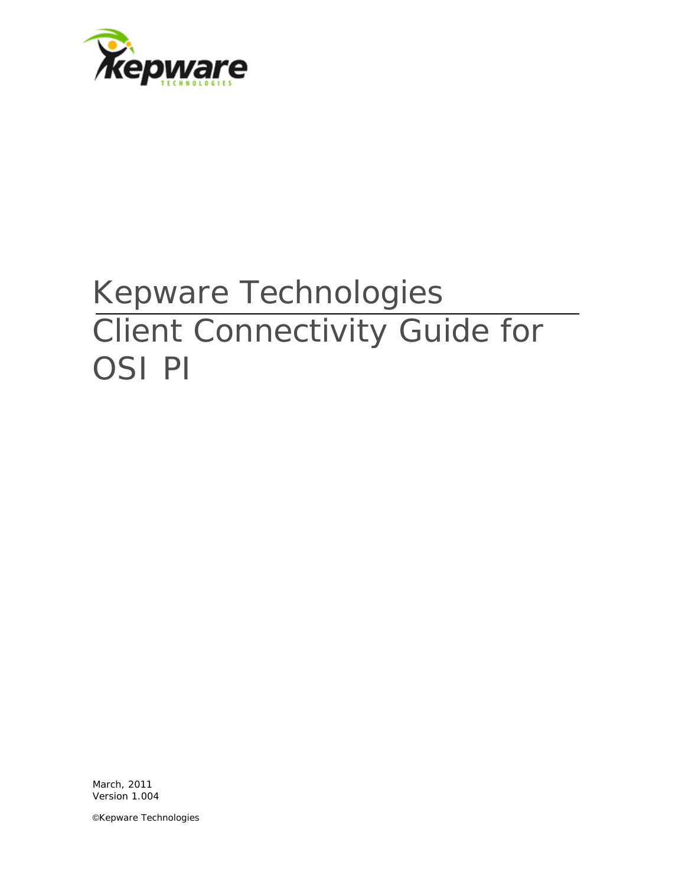# Kepware Technologies

# Client Connectivity Guide for OSI PI

March, 2011
Version 1.004

©Kepware Technologies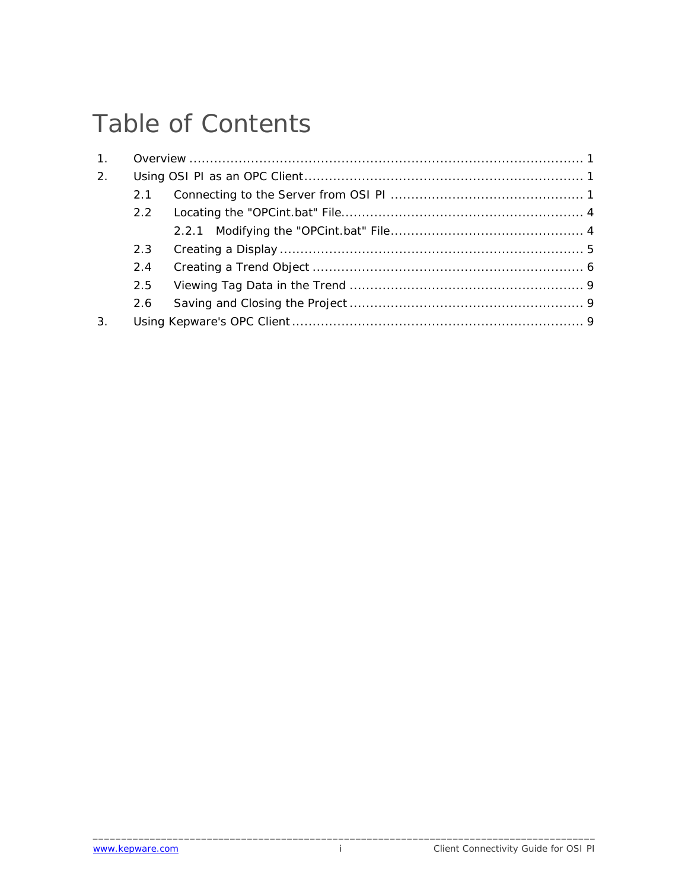# Table of Contents

1. Overview ........................................................................................... 1
2. Using OSI PI as an OPC Client .............................................................. 1
   - 2.1 Connecting to the Server from OSI PI ............................................. 1
   - 2.2 Locating the "OPCint.bat" File......................................................... 4
     - 2.2.1 Modifying the "OPCint.bat" File............................................. 4
   - 2.3 Creating a Display ......................................................................... 5
   - 2.4 Creating a Trend Object ................................................................. 6
   - 2.5 Viewing Tag Data in the Trend ........................................................ 9
   - 2.6 Saving and Closing the Project ........................................................ 9
3. Using Kepware's OPC Client ...................................................................... 9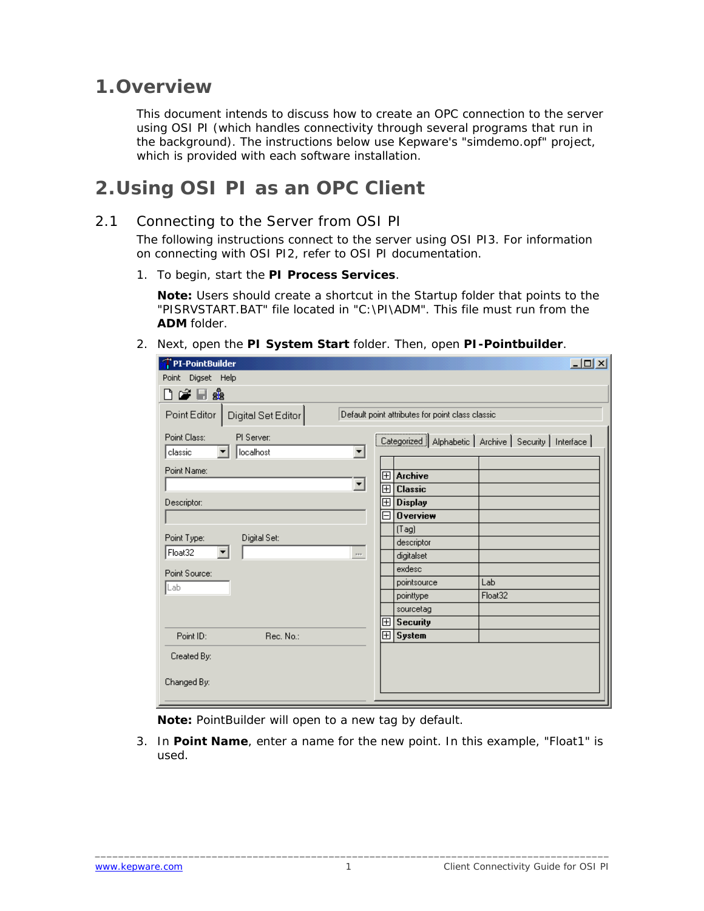# 1. Overview

This document intends to discuss how to create an OPC connection to the server using OSI PI (which handles connectivity through several programs that run in the background). The instructions below use Kepware's "simdemo.opf" project, which is provided with each software installation.

# 2. Using OSI PI as an OPC Client

## 2.1 Connecting to the Server from OSI PI

The following instructions connect to the server using OSI PI3. For information on connecting with OSI PI2, refer to OSI PI documentation.

1. To begin, start the **PI Process Services**.

   **Note:** Users should create a shortcut in the Startup folder that points to the "PISRVSTART.BAT" file located in "C:\PI\ADM". This file must run from the **ADM** folder.

2. Next, open the **PI System Start** folder. Then, open **PI-Pointbuilder**.

   **Note:** PointBuilder will open to a new tag by default.

3. In **Point Name**, enter a name for the new point. In this example, "Float1" is used.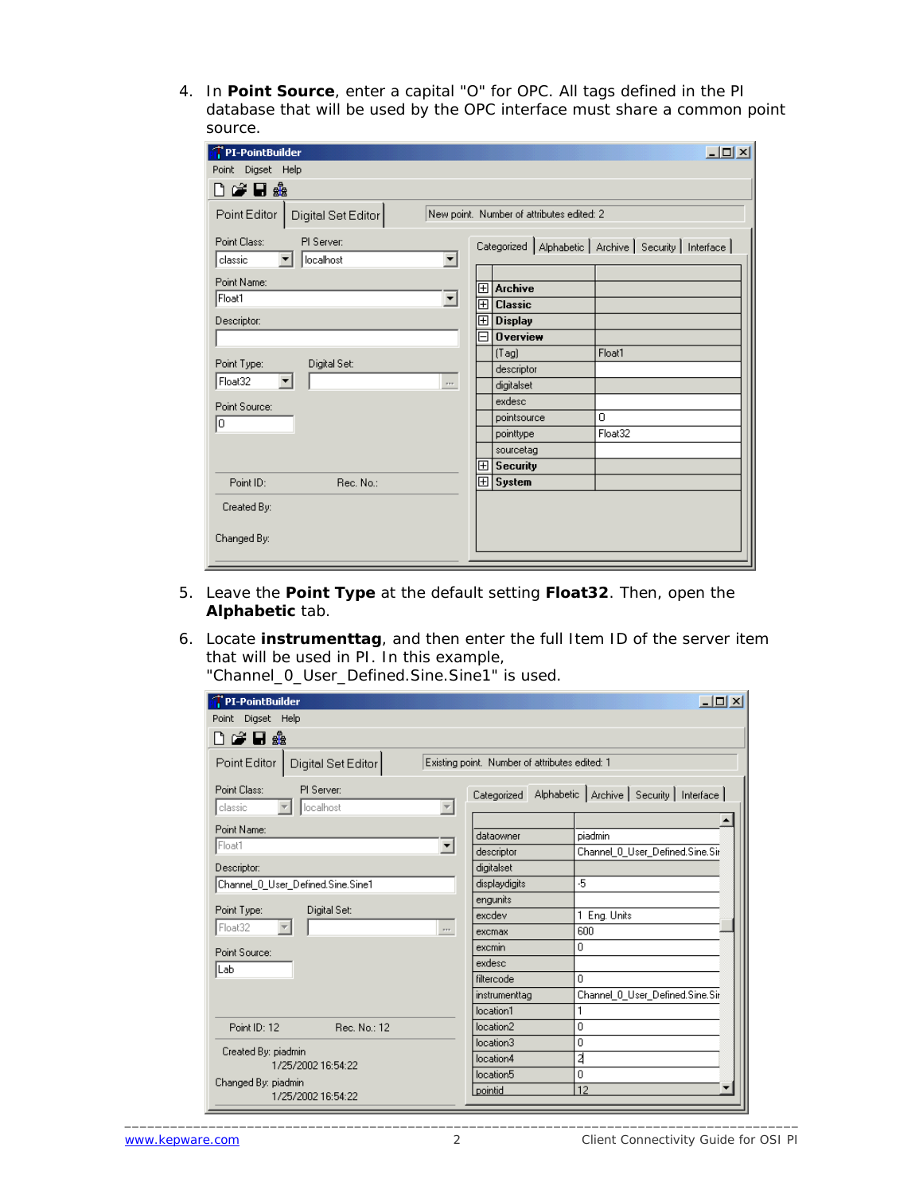4. In **Point Source**, enter a capital "O" for OPC. All tags defined in the PI database that will be used by the OPC interface must share a common point source.

5. Leave the **Point Type** at the default setting **Float32**. Then, open the **Alphabetic** tab.

6. Locate **instrumenttag**, and then enter the full Item ID of the server item that will be used in PI. In this example, "Channel_0_User_Defined.Sine.Sine1" is used.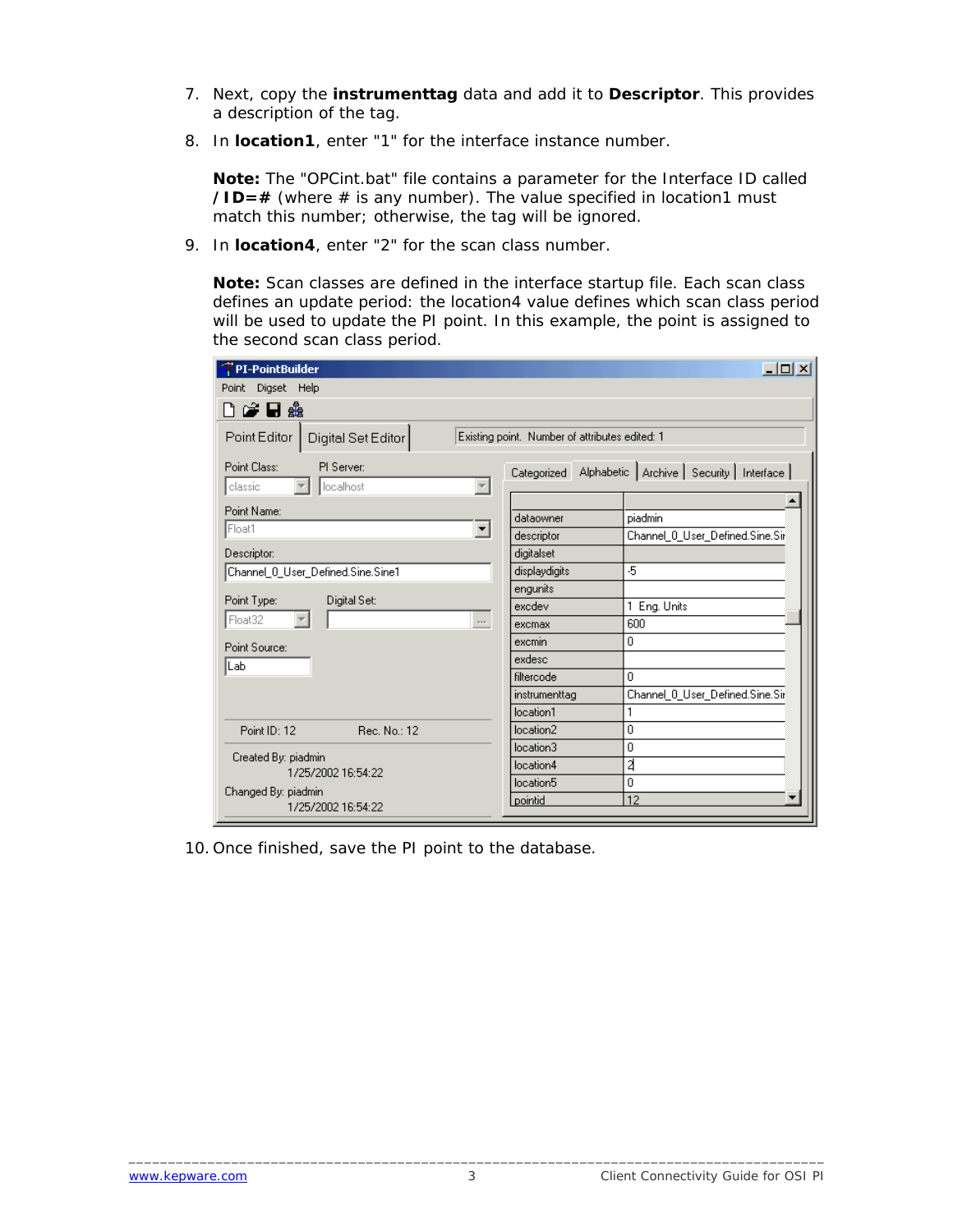7. Next, copy the **instrumenttag** data and add it to **Descriptor**. This provides a description of the tag.

8. In **location1**, enter "1" for the interface instance number.

   **Note:** The "OPCint.bat" file contains a parameter for the Interface ID called **/ID=#** (where # is any number). The value specified in location1 must match this number; otherwise, the tag will be ignored.

9. In **location4**, enter "2" for the scan class number.

   **Note:** Scan classes are defined in the interface startup file. Each scan class defines an update period: the location4 value defines which scan class period will be used to update the PI point. In this example, the point is assigned to the second scan class period.

10. Once finished, save the PI point to the database.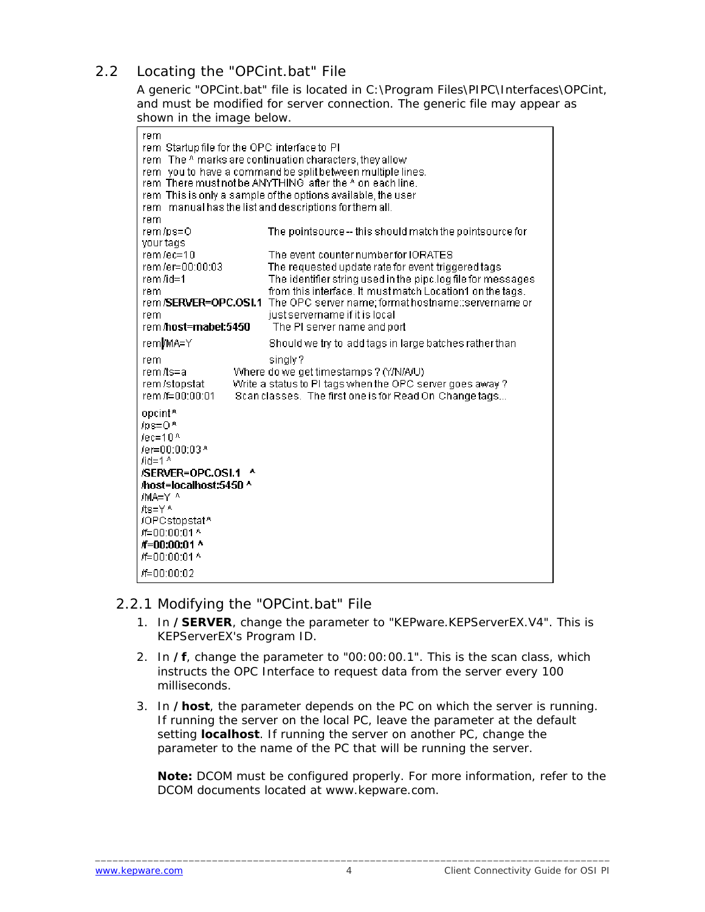## 2.2 Locating the "OPCint.bat" File

A generic "OPCint.bat" file is located in C:\Program Files\PIPC\Interfaces\OPCint, and must be modified for server connection. The generic file may appear as shown in the image below.

```
rem
rem Startup file for the OPC interface to PI
rem  The ^ marks are continuation characters, they allow
rem  you to have a command be split between multiple lines.
rem There must not be ANYTHING after the ^ on each line.
rem This is only a sample of the options available, the user
rem  manual has the list and descriptions for them all.
rem
rem /ps=O                  The pointsource -- this should match the pointsource for
your tags
rem /ec=10                 The event counter number for IORATES
rem /er=00:00:03           The requested update rate for event triggered tags
rem /id=1                  The identifier string used in the pipc.log file for messages
rem                        from this interface. It must match Location1 on the tags.
rem /SERVER=OPC.OSI.1      The OPC server name; format hostname::servername or
rem                        just servername if it is local
rem /host=mabel:5450        The PI server name and port
rem /MA=Y                  Should we try to add tags in large batches rather than
rem                        singly?
rem /ts=a          Where do we get timestamps ? (Y/N/A/U)
rem /stopstat      Write a status to PI tags when the OPC server goes away ?
rem /f=00:00:01     Scan classes.  The first one is for Read On Change tags...
opcint ^
/ps=O ^
/ec=10 ^
/er=00:00:03 ^
/id=1 ^
/SERVER=OPC.OSI.1  ^
/host=localhost:5450 ^
/MA=Y  ^
/ts=Y ^
/OPCstopstat ^
/f=00:00:01 ^
/f=00:00:01 ^
/f=00:00:01 ^
/f=00:00:02
```

### 2.2.1 Modifying the "OPCint.bat" File

1. In **/SERVER**, change the parameter to "KEPware.KEPServerEX.V4". This is KEPServerEX's Program ID.
2. In **/f**, change the parameter to "00:00:00.1". This is the scan class, which instructs the OPC Interface to request data from the server every 100 milliseconds.
3. In **/host**, the parameter depends on the PC on which the server is running. If running the server on the local PC, leave the parameter at the default setting **localhost**. If running the server on another PC, change the parameter to the name of the PC that will be running the server.

   **Note:** DCOM must be configured properly. For more information, refer to the DCOM documents located at www.kepware.com.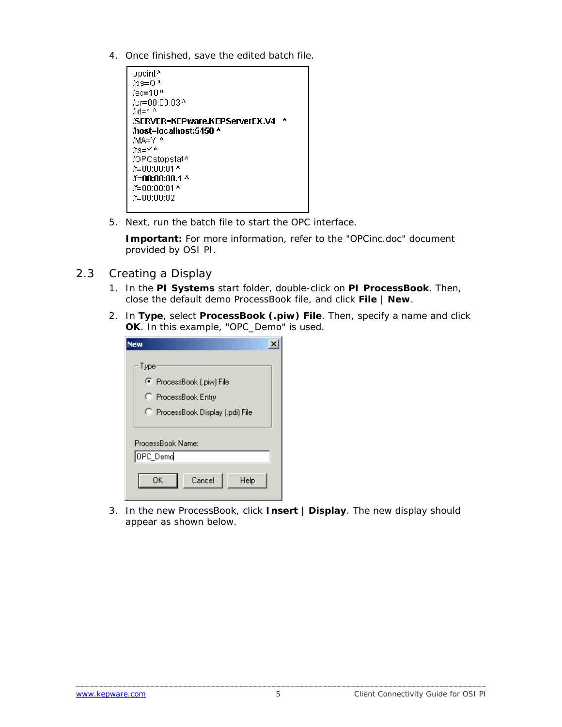4. Once finished, save the edited batch file.

```
opcint ^
/ps=O ^
/ec=10 ^
/er=00:00:03 ^
/id=1 ^
/SERVER=KEPware.KEPServerEX.V4   ^
/host=localhost:5450 ^
/MA=Y ^
/ts=Y ^
/OPCstopstat ^
/f=00:00:01 ^
/f=00:00:00.1 ^
/f=00:00:01 ^
/f=00:00:02
```

5. Next, run the batch file to start the OPC interface.

   **Important:** For more information, refer to the "OPCinc.doc" document provided by OSI PI.

## 2.3 Creating a Display

1. In the **PI Systems** start folder, double-click on **PI ProcessBook**. Then, close the default demo ProcessBook file, and click **File** | **New**.
2. In **Type**, select **ProcessBook (.piw) File**. Then, specify a name and click **OK**. In this example, "OPC_Demo" is used.

   New

   Type
   - (•) ProcessBook (.piw) File
   - ( ) ProcessBook Entry
   - ( ) ProcessBook Display (.pdi) File

   ProcessBook Name: OPC_Demo

   OK | Cancel | Help

3. In the new ProcessBook, click **Insert** | **Display**. The new display should appear as shown below.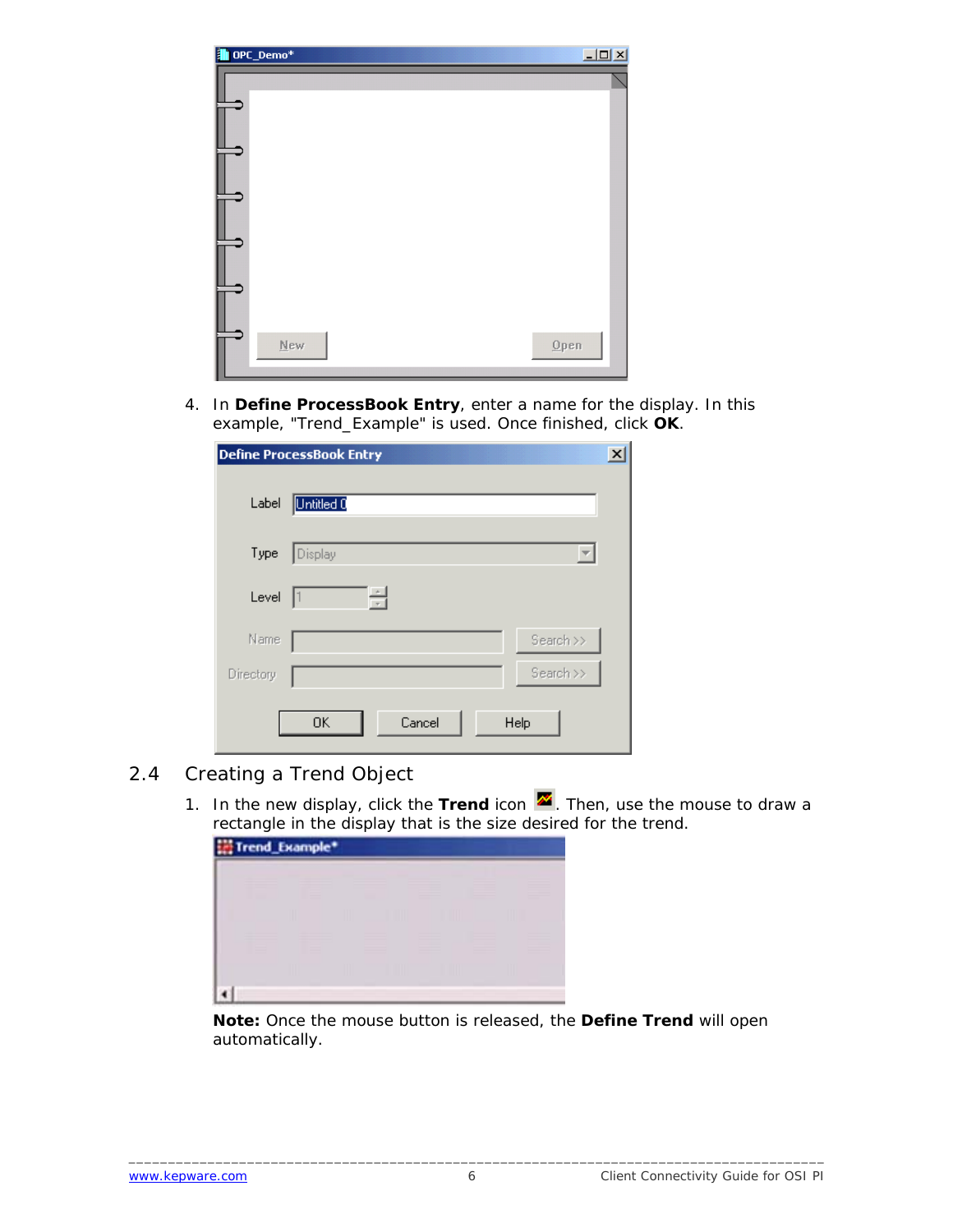4. In **Define ProcessBook Entry**, enter a name for the display. In this example, "Trend_Example" is used. Once finished, click **OK**.

## 2.4 Creating a Trend Object

1. In the new display, click the **Trend** icon. Then, use the mouse to draw a rectangle in the display that is the size desired for the trend.

   **Note:** Once the mouse button is released, the **Define Trend** will open automatically.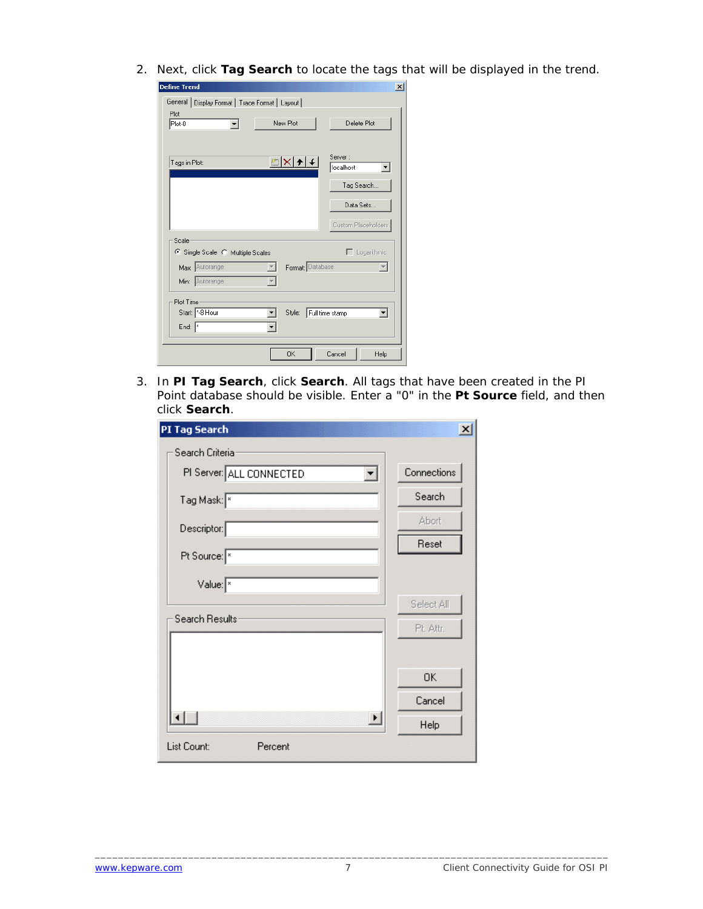2. Next, click **Tag Search** to locate the tags that will be displayed in the trend.

3. In **PI Tag Search**, click **Search**. All tags that have been created in the PI Point database should be visible. Enter a "0" in the **Pt Source** field, and then click **Search**.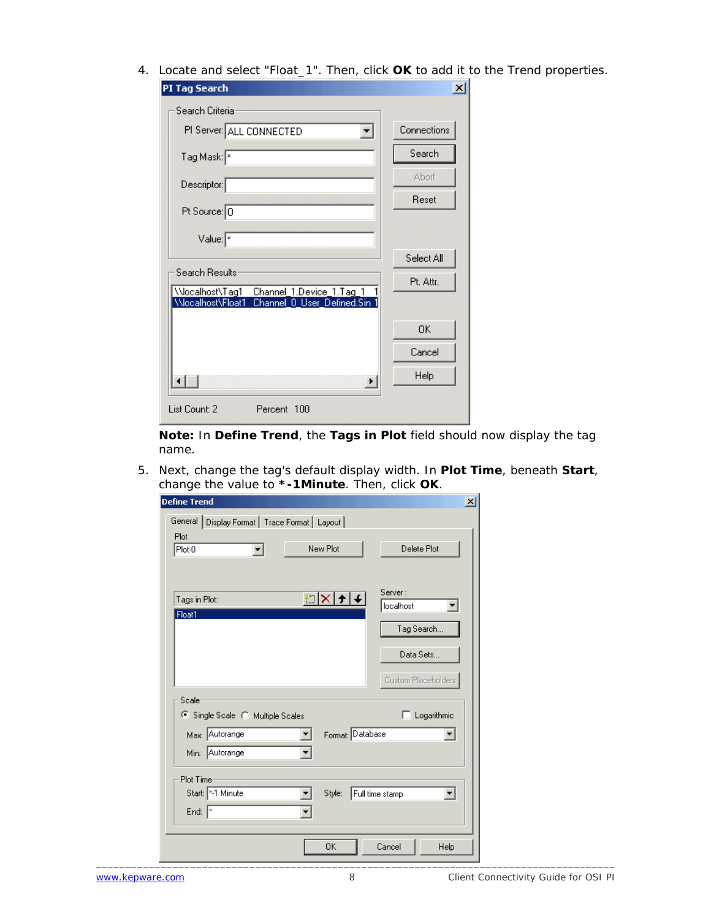4. Locate and select "Float_1". Then, click **OK** to add it to the Trend properties.

   **Note:** In **Define Trend**, the **Tags in Plot** field should now display the tag name.

5. Next, change the tag's default display width. In **Plot Time**, beneath **Start**, change the value to ***-1Minute**. Then, click **OK**.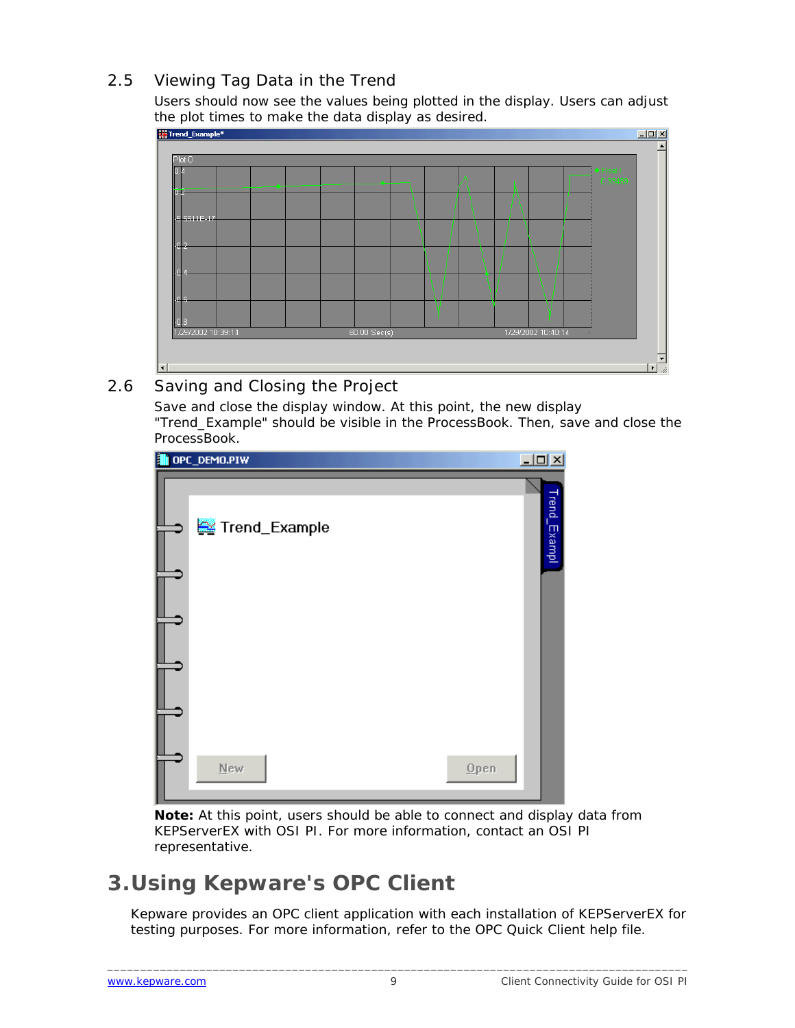## 2.5 Viewing Tag Data in the Trend

Users should now see the values being plotted in the display. Users can adjust the plot times to make the data display as desired.

## 2.6 Saving and Closing the Project

Save and close the display window. At this point, the new display "Trend_Example" should be visible in the ProcessBook. Then, save and close the ProcessBook.

**Note:** At this point, users should be able to connect and display data from KEPServerEX with OSI PI. For more information, contact an OSI PI representative.

# 3. Using Kepware's OPC Client

Kepware provides an OPC client application with each installation of KEPServerEX for testing purposes. For more information, refer to the OPC Quick Client help file.